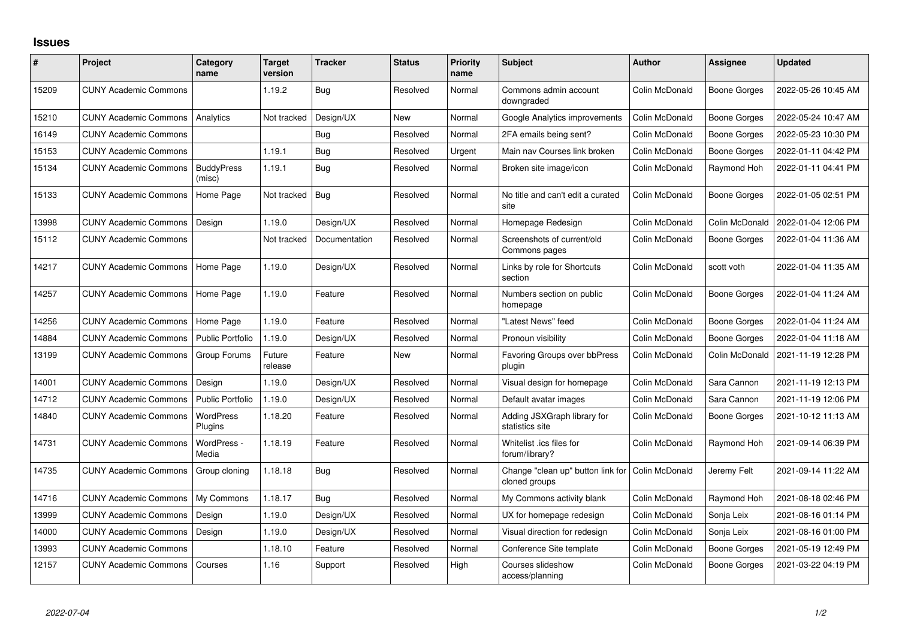## Issues

| # | Project | Category name | Target version | Tracker | Status | Priority name | Subject | Author | Assignee | Updated |
|---|---|---|---|---|---|---|---|---|---|---|
| 15209 | CUNY Academic Commons | | 1.19.2 | Bug | Resolved | Normal | Commons admin account downgraded | Colin McDonald | Boone Gorges | 2022-05-26 10:45 AM |
| 15210 | CUNY Academic Commons | Analytics | Not tracked | Design/UX | New | Normal | Google Analytics improvements | Colin McDonald | Boone Gorges | 2022-05-24 10:47 AM |
| 16149 | CUNY Academic Commons | | | Bug | Resolved | Normal | 2FA emails being sent? | Colin McDonald | Boone Gorges | 2022-05-23 10:30 PM |
| 15153 | CUNY Academic Commons | | 1.19.1 | Bug | Resolved | Urgent | Main nav Courses link broken | Colin McDonald | Boone Gorges | 2022-01-11 04:42 PM |
| 15134 | CUNY Academic Commons | BuddyPress (misc) | 1.19.1 | Bug | Resolved | Normal | Broken site image/icon | Colin McDonald | Raymond Hoh | 2022-01-11 04:41 PM |
| 15133 | CUNY Academic Commons | Home Page | Not tracked | Bug | Resolved | Normal | No title and can't edit a curated site | Colin McDonald | Boone Gorges | 2022-01-05 02:51 PM |
| 13998 | CUNY Academic Commons | Design | 1.19.0 | Design/UX | Resolved | Normal | Homepage Redesign | Colin McDonald | Colin McDonald | 2022-01-04 12:06 PM |
| 15112 | CUNY Academic Commons | | Not tracked | Documentation | Resolved | Normal | Screenshots of current/old Commons pages | Colin McDonald | Boone Gorges | 2022-01-04 11:36 AM |
| 14217 | CUNY Academic Commons | Home Page | 1.19.0 | Design/UX | Resolved | Normal | Links by role for Shortcuts section | Colin McDonald | scott voth | 2022-01-04 11:35 AM |
| 14257 | CUNY Academic Commons | Home Page | 1.19.0 | Feature | Resolved | Normal | Numbers section on public homepage | Colin McDonald | Boone Gorges | 2022-01-04 11:24 AM |
| 14256 | CUNY Academic Commons | Home Page | 1.19.0 | Feature | Resolved | Normal | "Latest News" feed | Colin McDonald | Boone Gorges | 2022-01-04 11:24 AM |
| 14884 | CUNY Academic Commons | Public Portfolio | 1.19.0 | Design/UX | Resolved | Normal | Pronoun visibility | Colin McDonald | Boone Gorges | 2022-01-04 11:18 AM |
| 13199 | CUNY Academic Commons | Group Forums | Future release | Feature | New | Normal | Favoring Groups over bbPress plugin | Colin McDonald | Colin McDonald | 2021-11-19 12:28 PM |
| 14001 | CUNY Academic Commons | Design | 1.19.0 | Design/UX | Resolved | Normal | Visual design for homepage | Colin McDonald | Sara Cannon | 2021-11-19 12:13 PM |
| 14712 | CUNY Academic Commons | Public Portfolio | 1.19.0 | Design/UX | Resolved | Normal | Default avatar images | Colin McDonald | Sara Cannon | 2021-11-19 12:06 PM |
| 14840 | CUNY Academic Commons | WordPress Plugins | 1.18.20 | Feature | Resolved | Normal | Adding JSXGraph library for statistics site | Colin McDonald | Boone Gorges | 2021-10-12 11:13 AM |
| 14731 | CUNY Academic Commons | WordPress - Media | 1.18.19 | Feature | Resolved | Normal | Whitelist .ics files for forum/library? | Colin McDonald | Raymond Hoh | 2021-09-14 06:39 PM |
| 14735 | CUNY Academic Commons | Group cloning | 1.18.18 | Bug | Resolved | Normal | Change "clean up" button link for cloned groups | Colin McDonald | Jeremy Felt | 2021-09-14 11:22 AM |
| 14716 | CUNY Academic Commons | My Commons | 1.18.17 | Bug | Resolved | Normal | My Commons activity blank | Colin McDonald | Raymond Hoh | 2021-08-18 02:46 PM |
| 13999 | CUNY Academic Commons | Design | 1.19.0 | Design/UX | Resolved | Normal | UX for homepage redesign | Colin McDonald | Sonja Leix | 2021-08-16 01:14 PM |
| 14000 | CUNY Academic Commons | Design | 1.19.0 | Design/UX | Resolved | Normal | Visual direction for redesign | Colin McDonald | Sonja Leix | 2021-08-16 01:00 PM |
| 13993 | CUNY Academic Commons | | 1.18.10 | Feature | Resolved | Normal | Conference Site template | Colin McDonald | Boone Gorges | 2021-05-19 12:49 PM |
| 12157 | CUNY Academic Commons | Courses | 1.16 | Support | Resolved | High | Courses slideshow access/planning | Colin McDonald | Boone Gorges | 2021-03-22 04:19 PM |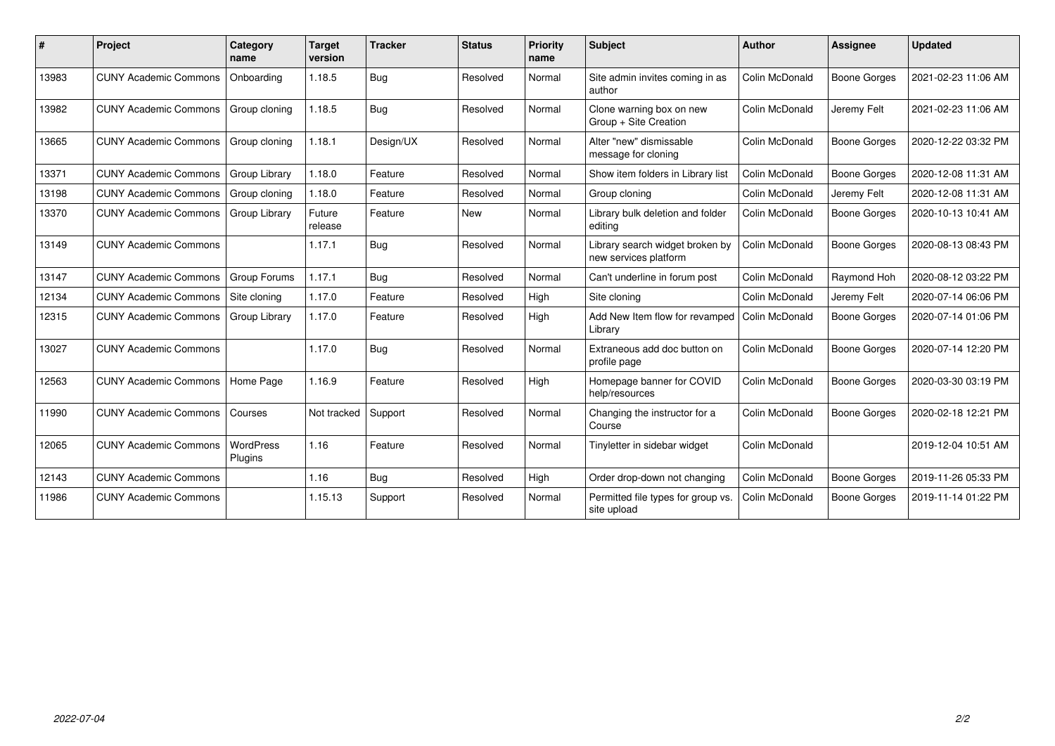| # | Project | Category name | Target version | Tracker | Status | Priority name | Subject | Author | Assignee | Updated |
|---|---|---|---|---|---|---|---|---|---|---|
| 13983 | CUNY Academic Commons | Onboarding | 1.18.5 | Bug | Resolved | Normal | Site admin invites coming in as author | Colin McDonald | Boone Gorges | 2021-02-23 11:06 AM |
| 13982 | CUNY Academic Commons | Group cloning | 1.18.5 | Bug | Resolved | Normal | Clone warning box on new Group + Site Creation | Colin McDonald | Jeremy Felt | 2021-02-23 11:06 AM |
| 13665 | CUNY Academic Commons | Group cloning | 1.18.1 | Design/UX | Resolved | Normal | Alter "new" dismissable message for cloning | Colin McDonald | Boone Gorges | 2020-12-22 03:32 PM |
| 13371 | CUNY Academic Commons | Group Library | 1.18.0 | Feature | Resolved | Normal | Show item folders in Library list | Colin McDonald | Boone Gorges | 2020-12-08 11:31 AM |
| 13198 | CUNY Academic Commons | Group cloning | 1.18.0 | Feature | Resolved | Normal | Group cloning | Colin McDonald | Jeremy Felt | 2020-12-08 11:31 AM |
| 13370 | CUNY Academic Commons | Group Library | Future release | Feature | New | Normal | Library bulk deletion and folder editing | Colin McDonald | Boone Gorges | 2020-10-13 10:41 AM |
| 13149 | CUNY Academic Commons | | 1.17.1 | Bug | Resolved | Normal | Library search widget broken by new services platform | Colin McDonald | Boone Gorges | 2020-08-13 08:43 PM |
| 13147 | CUNY Academic Commons | Group Forums | 1.17.1 | Bug | Resolved | Normal | Can't underline in forum post | Colin McDonald | Raymond Hoh | 2020-08-12 03:22 PM |
| 12134 | CUNY Academic Commons | Site cloning | 1.17.0 | Feature | Resolved | High | Site cloning | Colin McDonald | Jeremy Felt | 2020-07-14 06:06 PM |
| 12315 | CUNY Academic Commons | Group Library | 1.17.0 | Feature | Resolved | High | Add New Item flow for revamped Library | Colin McDonald | Boone Gorges | 2020-07-14 01:06 PM |
| 13027 | CUNY Academic Commons | | 1.17.0 | Bug | Resolved | Normal | Extraneous add doc button on profile page | Colin McDonald | Boone Gorges | 2020-07-14 12:20 PM |
| 12563 | CUNY Academic Commons | Home Page | 1.16.9 | Feature | Resolved | High | Homepage banner for COVID help/resources | Colin McDonald | Boone Gorges | 2020-03-30 03:19 PM |
| 11990 | CUNY Academic Commons | Courses | Not tracked | Support | Resolved | Normal | Changing the instructor for a Course | Colin McDonald | Boone Gorges | 2020-02-18 12:21 PM |
| 12065 | CUNY Academic Commons | WordPress Plugins | 1.16 | Feature | Resolved | Normal | Tinyletter in sidebar widget | Colin McDonald | | 2019-12-04 10:51 AM |
| 12143 | CUNY Academic Commons | | 1.16 | Bug | Resolved | High | Order drop-down not changing | Colin McDonald | Boone Gorges | 2019-11-26 05:33 PM |
| 11986 | CUNY Academic Commons | | 1.15.13 | Support | Resolved | Normal | Permitted file types for group vs. site upload | Colin McDonald | Boone Gorges | 2019-11-14 01:22 PM |